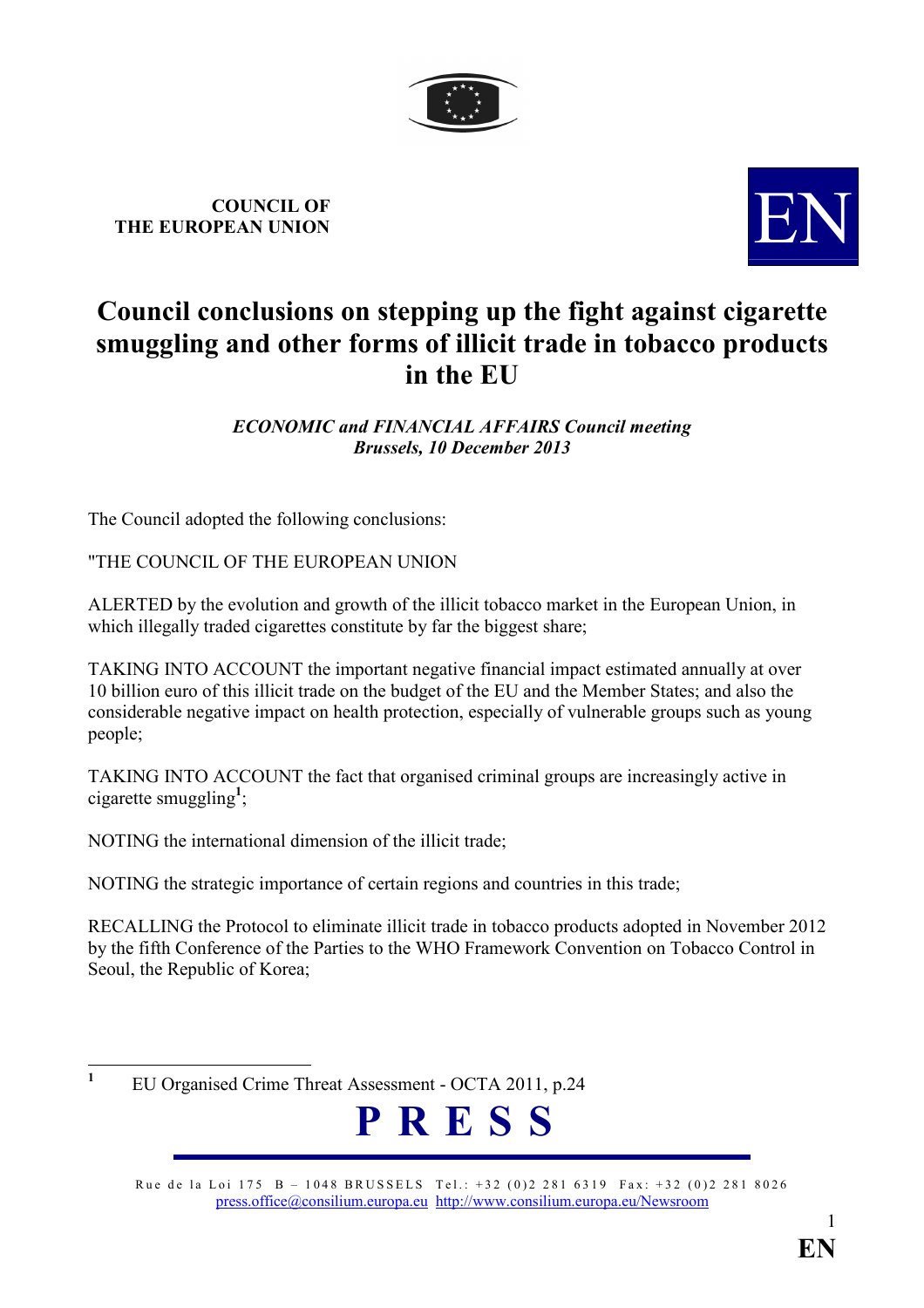COUNCIL OF
THE EUROPEAN UNION

# Council conclusions on stepping up the fight against cigarette smuggling and other forms of illicit trade in tobacco products in the EU

***ECONOMIC and FINANCIAL AFFAIRS Council meeting***
***Brussels, 10 December 2013***

The Council adopted the following conclusions:

"THE COUNCIL OF THE EUROPEAN UNION

ALERTED by the evolution and growth of the illicit tobacco market in the European Union, in which illegally traded cigarettes constitute by far the biggest share;

TAKING INTO ACCOUNT the important negative financial impact estimated annually at over 10 billion euro of this illicit trade on the budget of the EU and the Member States; and also the considerable negative impact on health protection, especially of vulnerable groups such as young people;

TAKING INTO ACCOUNT the fact that organised criminal groups are increasingly active in cigarette smuggling[1];

NOTING the international dimension of the illicit trade;

NOTING the strategic importance of certain regions and countries in this trade;

RECALLING the Protocol to eliminate illicit trade in tobacco products adopted in November 2012 by the fifth Conference of the Parties to the WHO Framework Convention on Tobacco Control in Seoul, the Republic of Korea;

---

[1] EU Organised Crime Threat Assessment - OCTA 2011, p.24

**PRESS**

Rue de la Loi 175 B – 1048 BRUSSELS Tel.: +32 (0)2 281 6319 Fax: +32 (0)2 281 8026
press.office@consilium.europa.eu http://www.consilium.europa.eu/Newsroom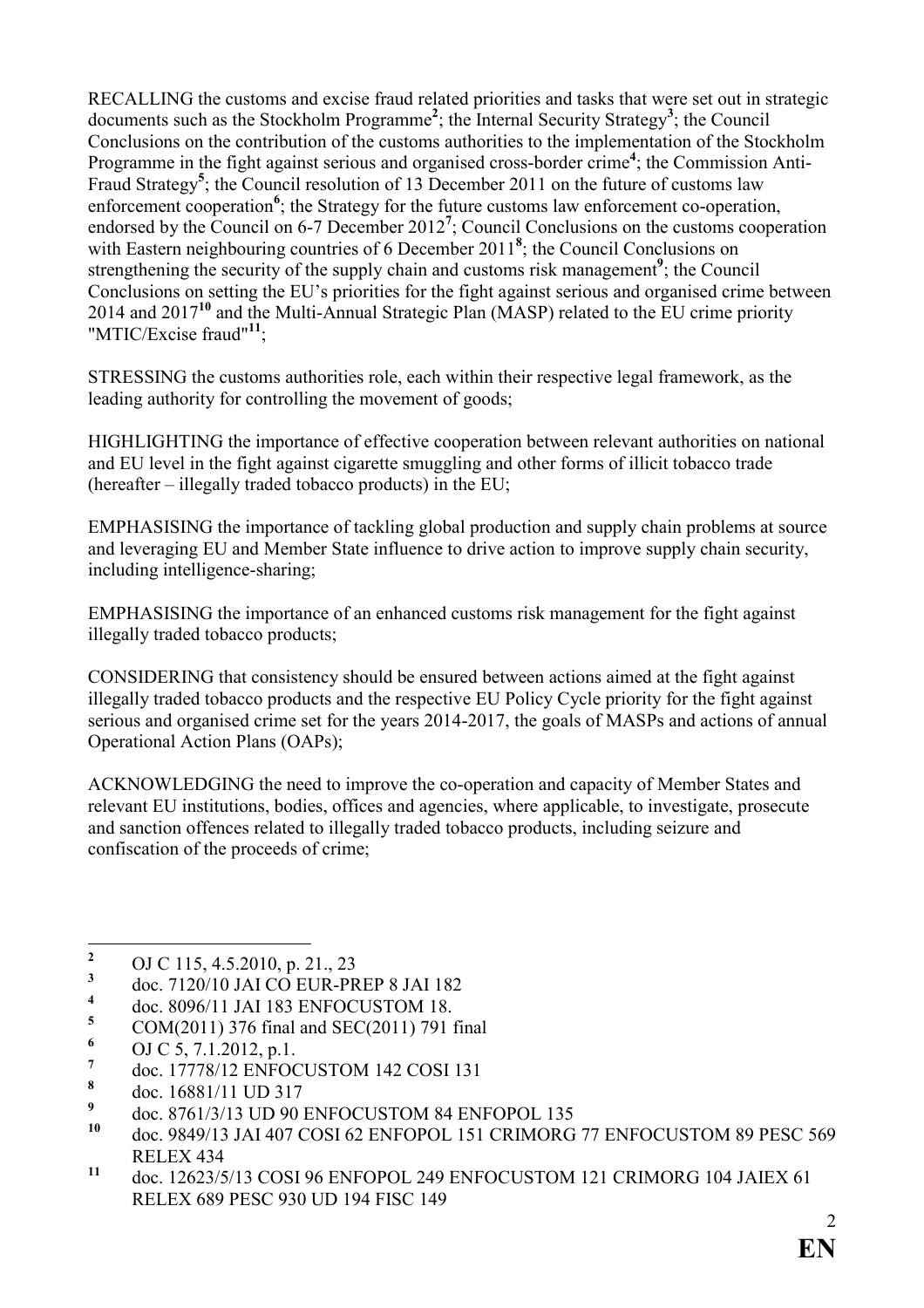RECALLING the customs and excise fraud related priorities and tasks that were set out in strategic documents such as the Stockholm Programme[2]; the Internal Security Strategy[3]; the Council Conclusions on the contribution of the customs authorities to the implementation of the Stockholm Programme in the fight against serious and organised cross-border crime[4]; the Commission Anti-Fraud Strategy[5]; the Council resolution of 13 December 2011 on the future of customs law enforcement cooperation[6]; the Strategy for the future customs law enforcement co-operation, endorsed by the Council on 6-7 December 2012[7]; Council Conclusions on the customs cooperation with Eastern neighbouring countries of 6 December 2011[8]; the Council Conclusions on strengthening the security of the supply chain and customs risk management[9]; the Council Conclusions on setting the EU's priorities for the fight against serious and organised crime between 2014 and 2017[10] and the Multi-Annual Strategic Plan (MASP) related to the EU crime priority "MTIC/Excise fraud"[11];

STRESSING the customs authorities role, each within their respective legal framework, as the leading authority for controlling the movement of goods;

HIGHLIGHTING the importance of effective cooperation between relevant authorities on national and EU level in the fight against cigarette smuggling and other forms of illicit tobacco trade (hereafter – illegally traded tobacco products) in the EU;

EMPHASISING the importance of tackling global production and supply chain problems at source and leveraging EU and Member State influence to drive action to improve supply chain security, including intelligence-sharing;

EMPHASISING the importance of an enhanced customs risk management for the fight against illegally traded tobacco products;

CONSIDERING that consistency should be ensured between actions aimed at the fight against illegally traded tobacco products and the respective EU Policy Cycle priority for the fight against serious and organised crime set for the years 2014-2017, the goals of MASPs and actions of annual Operational Action Plans (OAPs);

ACKNOWLEDGING the need to improve the co-operation and capacity of Member States and relevant EU institutions, bodies, offices and agencies, where applicable, to investigate, prosecute and sanction offences related to illegally traded tobacco products, including seizure and confiscation of the proceeds of crime;

---

[2] OJ C 115, 4.5.2010, p. 21., 23

[3] doc. 7120/10 JAI CO EUR-PREP 8 JAI 182

[4] doc. 8096/11 JAI 183 ENFOCUSTOM 18.

[5] COM(2011) 376 final and SEC(2011) 791 final

[6] OJ C 5, 7.1.2012, p.1.

[7] doc. 17778/12 ENFOCUSTOM 142 COSI 131

[8] doc. 16881/11 UD 317

[9] doc. 8761/3/13 UD 90 ENFOCUSTOM 84 ENFOPOL 135

[10] doc. 9849/13 JAI 407 COSI 62 ENFOPOL 151 CRIMORG 77 ENFOCUSTOM 89 PESC 569 RELEX 434

[11] doc. 12623/5/13 COSI 96 ENFOPOL 249 ENFOCUSTOM 121 CRIMORG 104 JAIEX 61 RELEX 689 PESC 930 UD 194 FISC 149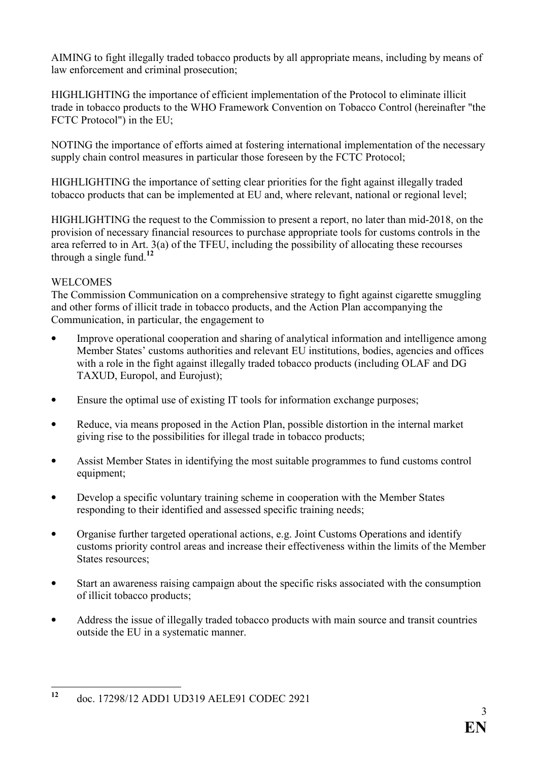AIMING to fight illegally traded tobacco products by all appropriate means, including by means of law enforcement and criminal prosecution;

HIGHLIGHTING the importance of efficient implementation of the Protocol to eliminate illicit trade in tobacco products to the WHO Framework Convention on Tobacco Control (hereinafter "the FCTC Protocol") in the EU;

NOTING the importance of efforts aimed at fostering international implementation of the necessary supply chain control measures in particular those foreseen by the FCTC Protocol;

HIGHLIGHTING the importance of setting clear priorities for the fight against illegally traded tobacco products that can be implemented at EU and, where relevant, national or regional level;

HIGHLIGHTING the request to the Commission to present a report, no later than mid-2018, on the provision of necessary financial resources to purchase appropriate tools for customs controls in the area referred to in Art. 3(a) of the TFEU, including the possibility of allocating these recourses through a single fund.[12]

WELCOMES

The Commission Communication on a comprehensive strategy to fight against cigarette smuggling and other forms of illicit trade in tobacco products, and the Action Plan accompanying the Communication, in particular, the engagement to

- Improve operational cooperation and sharing of analytical information and intelligence among Member States' customs authorities and relevant EU institutions, bodies, agencies and offices with a role in the fight against illegally traded tobacco products (including OLAF and DG TAXUD, Europol, and Eurojust);
- Ensure the optimal use of existing IT tools for information exchange purposes;
- Reduce, via means proposed in the Action Plan, possible distortion in the internal market giving rise to the possibilities for illegal trade in tobacco products;
- Assist Member States in identifying the most suitable programmes to fund customs control equipment;
- Develop a specific voluntary training scheme in cooperation with the Member States responding to their identified and assessed specific training needs;
- Organise further targeted operational actions, e.g. Joint Customs Operations and identify customs priority control areas and increase their effectiveness within the limits of the Member States resources;
- Start an awareness raising campaign about the specific risks associated with the consumption of illicit tobacco products;
- Address the issue of illegally traded tobacco products with main source and transit countries outside the EU in a systematic manner.

---

[12] doc. 17298/12 ADD1 UD319 AELE91 CODEC 2921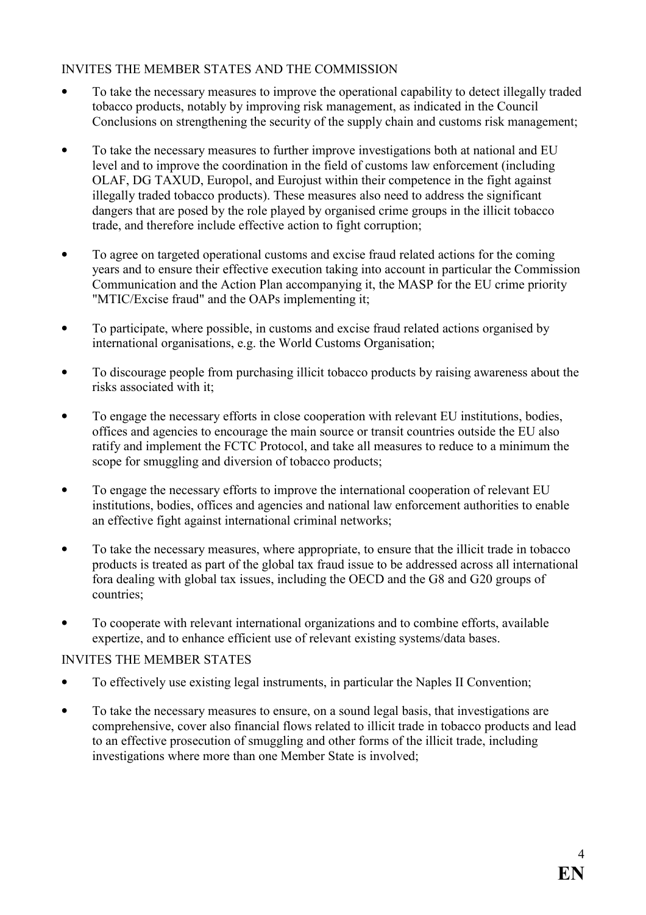INVITES THE MEMBER STATES AND THE COMMISSION

- To take the necessary measures to improve the operational capability to detect illegally traded tobacco products, notably by improving risk management, as indicated in the Council Conclusions on strengthening the security of the supply chain and customs risk management;
- To take the necessary measures to further improve investigations both at national and EU level and to improve the coordination in the field of customs law enforcement (including OLAF, DG TAXUD, Europol, and Eurojust within their competence in the fight against illegally traded tobacco products). These measures also need to address the significant dangers that are posed by the role played by organised crime groups in the illicit tobacco trade, and therefore include effective action to fight corruption;
- To agree on targeted operational customs and excise fraud related actions for the coming years and to ensure their effective execution taking into account in particular the Commission Communication and the Action Plan accompanying it, the MASP for the EU crime priority "MTIC/Excise fraud" and the OAPs implementing it;
- To participate, where possible, in customs and excise fraud related actions organised by international organisations, e.g. the World Customs Organisation;
- To discourage people from purchasing illicit tobacco products by raising awareness about the risks associated with it;
- To engage the necessary efforts in close cooperation with relevant EU institutions, bodies, offices and agencies to encourage the main source or transit countries outside the EU also ratify and implement the FCTC Protocol, and take all measures to reduce to a minimum the scope for smuggling and diversion of tobacco products;
- To engage the necessary efforts to improve the international cooperation of relevant EU institutions, bodies, offices and agencies and national law enforcement authorities to enable an effective fight against international criminal networks;
- To take the necessary measures, where appropriate, to ensure that the illicit trade in tobacco products is treated as part of the global tax fraud issue to be addressed across all international fora dealing with global tax issues, including the OECD and the G8 and G20 groups of countries;
- To cooperate with relevant international organizations and to combine efforts, available expertize, and to enhance efficient use of relevant existing systems/data bases.

INVITES THE MEMBER STATES

- To effectively use existing legal instruments, in particular the Naples II Convention;
- To take the necessary measures to ensure, on a sound legal basis, that investigations are comprehensive, cover also financial flows related to illicit trade in tobacco products and lead to an effective prosecution of smuggling and other forms of the illicit trade, including investigations where more than one Member State is involved;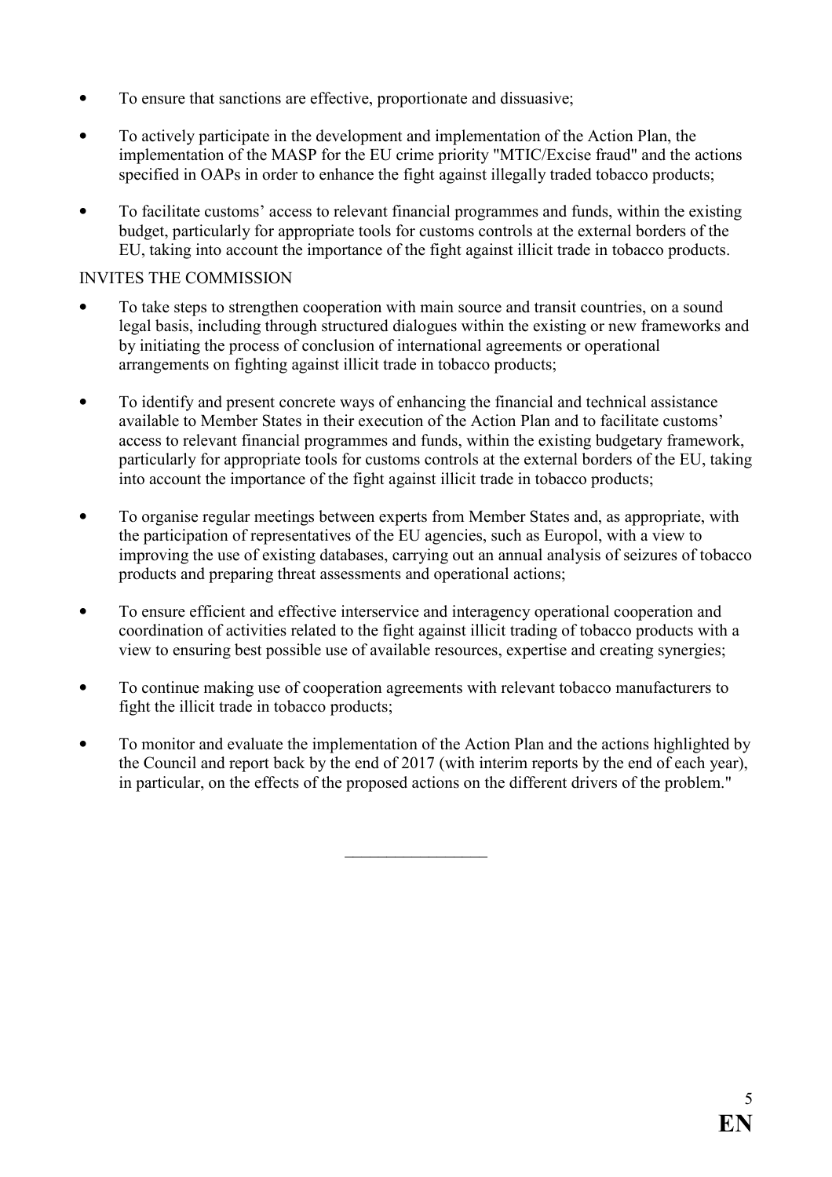- To ensure that sanctions are effective, proportionate and dissuasive;
- To actively participate in the development and implementation of the Action Plan, the implementation of the MASP for the EU crime priority "MTIC/Excise fraud" and the actions specified in OAPs in order to enhance the fight against illegally traded tobacco products;
- To facilitate customs' access to relevant financial programmes and funds, within the existing budget, particularly for appropriate tools for customs controls at the external borders of the EU, taking into account the importance of the fight against illicit trade in tobacco products.

INVITES THE COMMISSION

- To take steps to strengthen cooperation with main source and transit countries, on a sound legal basis, including through structured dialogues within the existing or new frameworks and by initiating the process of conclusion of international agreements or operational arrangements on fighting against illicit trade in tobacco products;
- To identify and present concrete ways of enhancing the financial and technical assistance available to Member States in their execution of the Action Plan and to facilitate customs' access to relevant financial programmes and funds, within the existing budgetary framework, particularly for appropriate tools for customs controls at the external borders of the EU, taking into account the importance of the fight against illicit trade in tobacco products;
- To organise regular meetings between experts from Member States and, as appropriate, with the participation of representatives of the EU agencies, such as Europol, with a view to improving the use of existing databases, carrying out an annual analysis of seizures of tobacco products and preparing threat assessments and operational actions;
- To ensure efficient and effective interservice and interagency operational cooperation and coordination of activities related to the fight against illicit trading of tobacco products with a view to ensuring best possible use of available resources, expertise and creating synergies;
- To continue making use of cooperation agreements with relevant tobacco manufacturers to fight the illicit trade in tobacco products;
- To monitor and evaluate the implementation of the Action Plan and the actions highlighted by the Council and report back by the end of 2017 (with interim reports by the end of each year), in particular, on the effects of the proposed actions on the different drivers of the problem."

\_\_\_\_\_\_\_\_\_\_\_\_\_\_\_\_\_\_\_\_